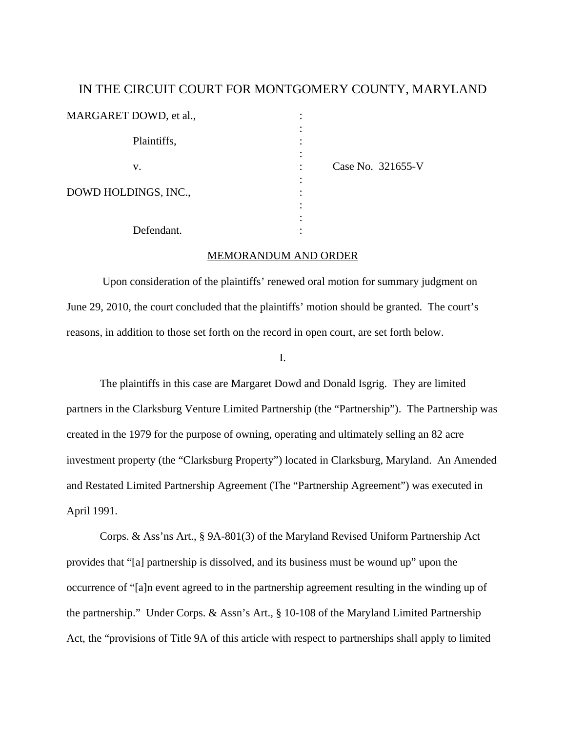IN THE CIRCUIT COURT FOR MONTGOMERY COUNTY, MARYLAND

MARGARET DOWD, et al.,

Plaintiffs,

v. : Case No. 321655-V

DOWD HOLDINGS, INC.,

Defendant.

MEMORANDUM AND ORDER

Upon consideration of the plaintiffs' renewed oral motion for summary judgment on June 29, 2010, the court concluded that the plaintiffs' motion should be granted. The court's reasons, in addition to those set forth on the record in open court, are set forth below.

I.

The plaintiffs in this case are Margaret Dowd and Donald Isgrig. They are limited partners in the Clarksburg Venture Limited Partnership (the "Partnership"). The Partnership was created in the 1979 for the purpose of owning, operating and ultimately selling an 82 acre investment property (the "Clarksburg Property") located in Clarksburg, Maryland. An Amended and Restated Limited Partnership Agreement (The "Partnership Agreement") was executed in April 1991.

Corps. & Ass'ns Art., § 9A-801(3) of the Maryland Revised Uniform Partnership Act provides that "[a] partnership is dissolved, and its business must be wound up" upon the occurrence of "[a]n event agreed to in the partnership agreement resulting in the winding up of the partnership." Under Corps. & Assn's Art., § 10-108 of the Maryland Limited Partnership Act, the "provisions of Title 9A of this article with respect to partnerships shall apply to limited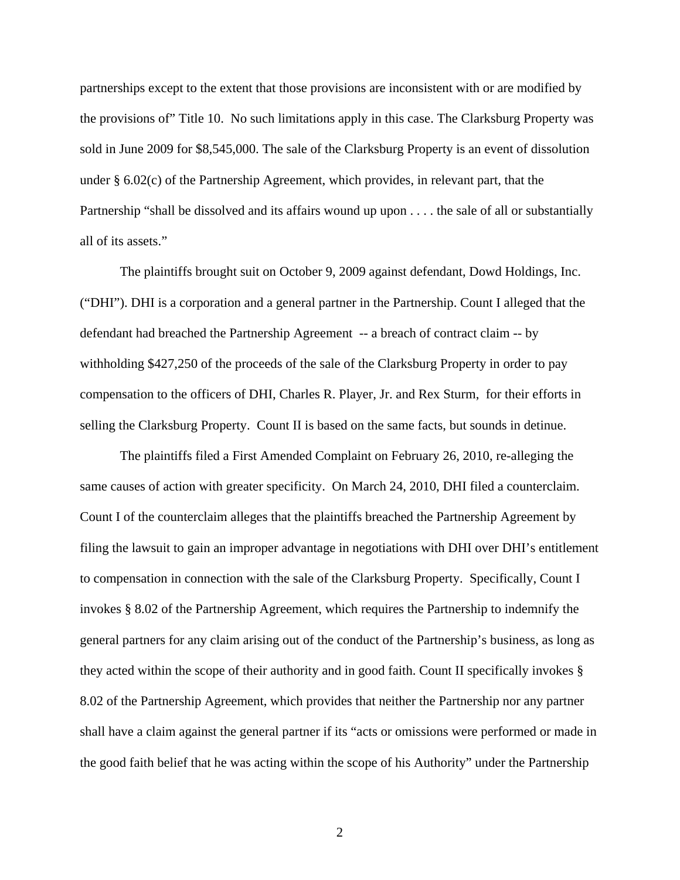partnerships except to the extent that those provisions are inconsistent with or are modified by the provisions of" Title 10. No such limitations apply in this case. The Clarksburg Property was sold in June 2009 for $8,545,000. The sale of the Clarksburg Property is an event of dissolution under § 6.02(c) of the Partnership Agreement, which provides, in relevant part, that the Partnership "shall be dissolved and its affairs wound up upon . . . . the sale of all or substantially all of its assets."

The plaintiffs brought suit on October 9, 2009 against defendant, Dowd Holdings, Inc. ("DHI"). DHI is a corporation and a general partner in the Partnership. Count I alleged that the defendant had breached the Partnership Agreement -- a breach of contract claim -- by withholding $427,250 of the proceeds of the sale of the Clarksburg Property in order to pay compensation to the officers of DHI, Charles R. Player, Jr. and Rex Sturm, for their efforts in selling the Clarksburg Property. Count II is based on the same facts, but sounds in detinue.

The plaintiffs filed a First Amended Complaint on February 26, 2010, re-alleging the same causes of action with greater specificity. On March 24, 2010, DHI filed a counterclaim. Count I of the counterclaim alleges that the plaintiffs breached the Partnership Agreement by filing the lawsuit to gain an improper advantage in negotiations with DHI over DHI's entitlement to compensation in connection with the sale of the Clarksburg Property. Specifically, Count I invokes § 8.02 of the Partnership Agreement, which requires the Partnership to indemnify the general partners for any claim arising out of the conduct of the Partnership's business, as long as they acted within the scope of their authority and in good faith. Count II specifically invokes § 8.02 of the Partnership Agreement, which provides that neither the Partnership nor any partner shall have a claim against the general partner if its "acts or omissions were performed or made in the good faith belief that he was acting within the scope of his Authority" under the Partnership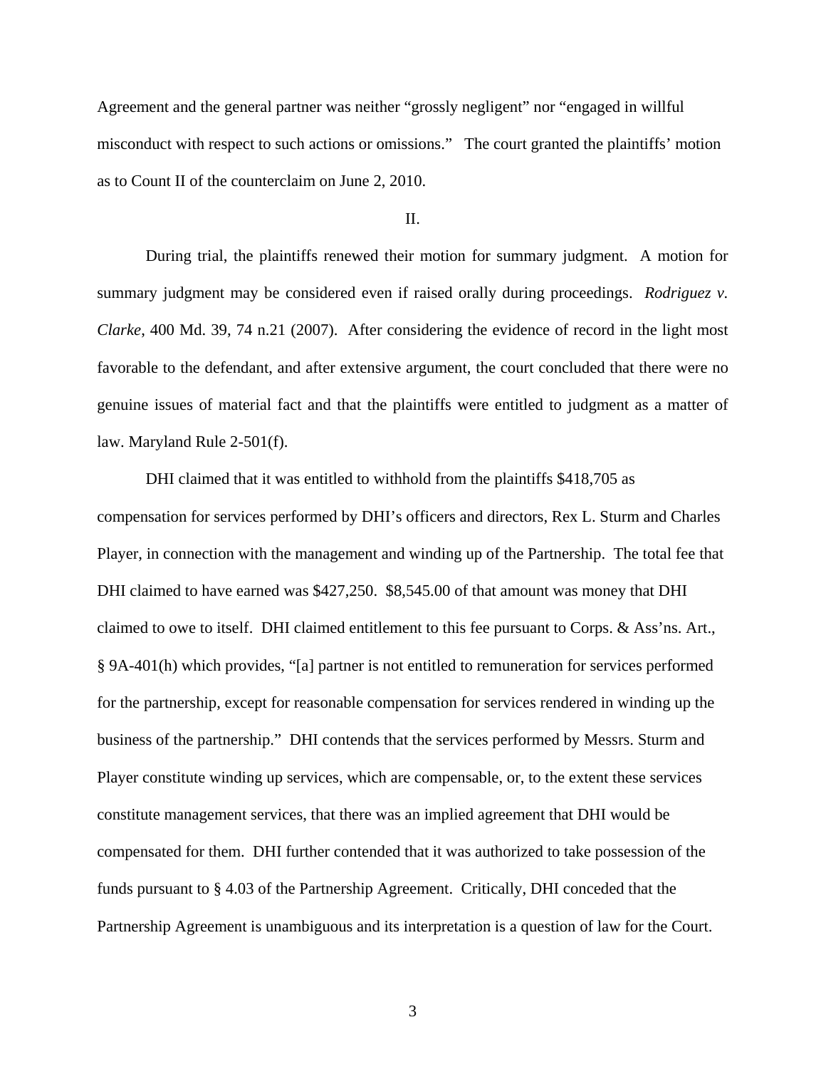Agreement and the general partner was neither "grossly negligent" nor "engaged in willful misconduct with respect to such actions or omissions." The court granted the plaintiffs' motion as to Count II of the counterclaim on June 2, 2010.

II.

During trial, the plaintiffs renewed their motion for summary judgment. A motion for summary judgment may be considered even if raised orally during proceedings. *Rodriguez v. Clarke*, 400 Md. 39, 74 n.21 (2007). After considering the evidence of record in the light most favorable to the defendant, and after extensive argument, the court concluded that there were no genuine issues of material fact and that the plaintiffs were entitled to judgment as a matter of law. Maryland Rule 2-501(f).

DHI claimed that it was entitled to withhold from the plaintiffs $418,705 as compensation for services performed by DHI's officers and directors, Rex L. Sturm and Charles Player, in connection with the management and winding up of the Partnership. The total fee that DHI claimed to have earned was $427,250. $8,545.00 of that amount was money that DHI claimed to owe to itself. DHI claimed entitlement to this fee pursuant to Corps. & Ass'ns. Art., § 9A-401(h) which provides, "[a] partner is not entitled to remuneration for services performed for the partnership, except for reasonable compensation for services rendered in winding up the business of the partnership." DHI contends that the services performed by Messrs. Sturm and Player constitute winding up services, which are compensable, or, to the extent these services constitute management services, that there was an implied agreement that DHI would be compensated for them. DHI further contended that it was authorized to take possession of the funds pursuant to § 4.03 of the Partnership Agreement. Critically, DHI conceded that the Partnership Agreement is unambiguous and its interpretation is a question of law for the Court.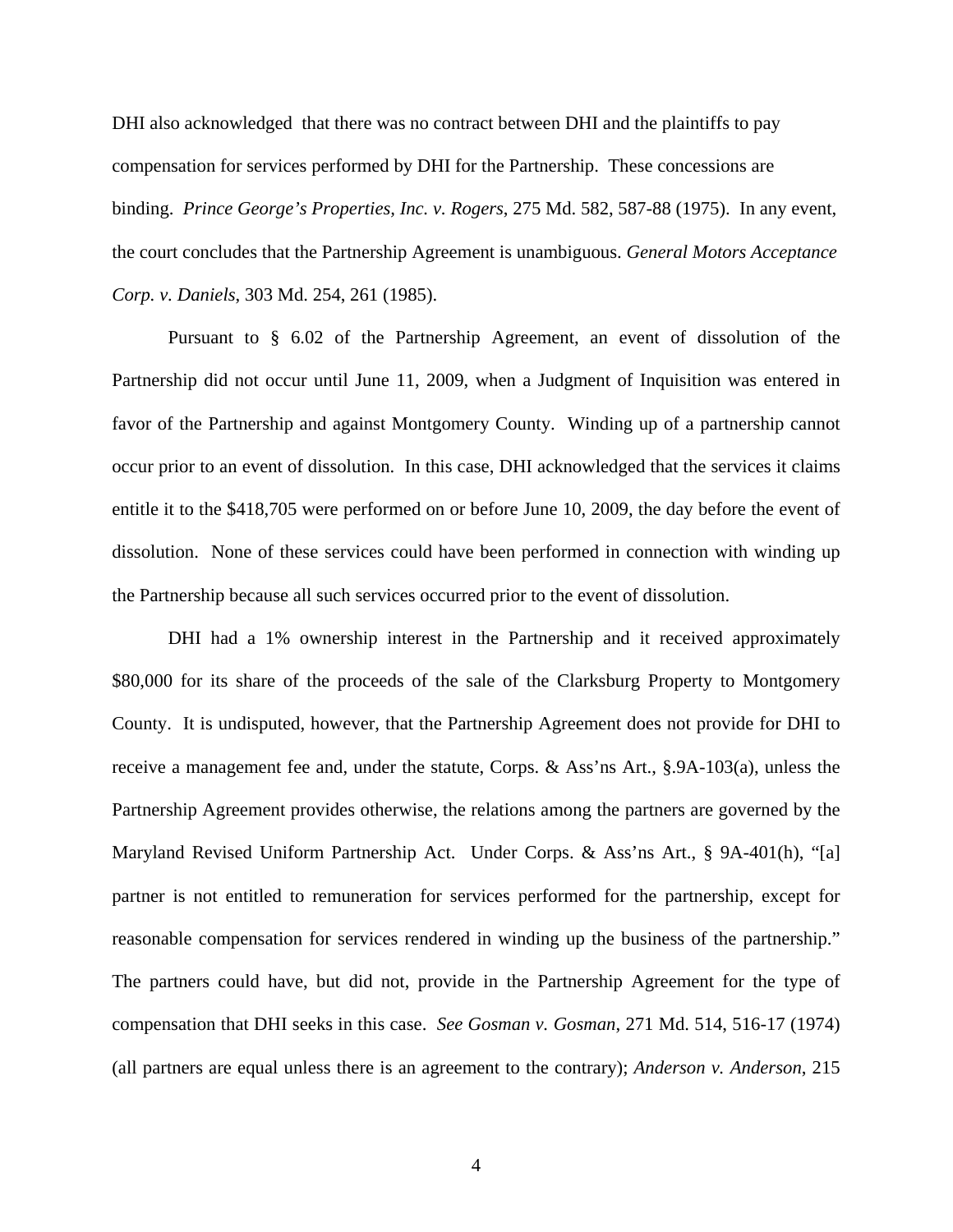DHI also acknowledged that there was no contract between DHI and the plaintiffs to pay compensation for services performed by DHI for the Partnership. These concessions are binding. *Prince George's Properties, Inc. v. Rogers*, 275 Md. 582, 587-88 (1975). In any event, the court concludes that the Partnership Agreement is unambiguous. *General Motors Acceptance Corp. v. Daniels*, 303 Md. 254, 261 (1985).

Pursuant to § 6.02 of the Partnership Agreement, an event of dissolution of the Partnership did not occur until June 11, 2009, when a Judgment of Inquisition was entered in favor of the Partnership and against Montgomery County. Winding up of a partnership cannot occur prior to an event of dissolution. In this case, DHI acknowledged that the services it claims entitle it to the $418,705 were performed on or before June 10, 2009, the day before the event of dissolution. None of these services could have been performed in connection with winding up the Partnership because all such services occurred prior to the event of dissolution.

DHI had a 1% ownership interest in the Partnership and it received approximately $80,000 for its share of the proceeds of the sale of the Clarksburg Property to Montgomery County. It is undisputed, however, that the Partnership Agreement does not provide for DHI to receive a management fee and, under the statute, Corps. & Ass'ns Art., §.9A-103(a), unless the Partnership Agreement provides otherwise, the relations among the partners are governed by the Maryland Revised Uniform Partnership Act. Under Corps. & Ass'ns Art., § 9A-401(h), "[a] partner is not entitled to remuneration for services performed for the partnership, except for reasonable compensation for services rendered in winding up the business of the partnership." The partners could have, but did not, provide in the Partnership Agreement for the type of compensation that DHI seeks in this case. *See Gosman v. Gosman*, 271 Md. 514, 516-17 (1974) (all partners are equal unless there is an agreement to the contrary); *Anderson v. Anderson*, 215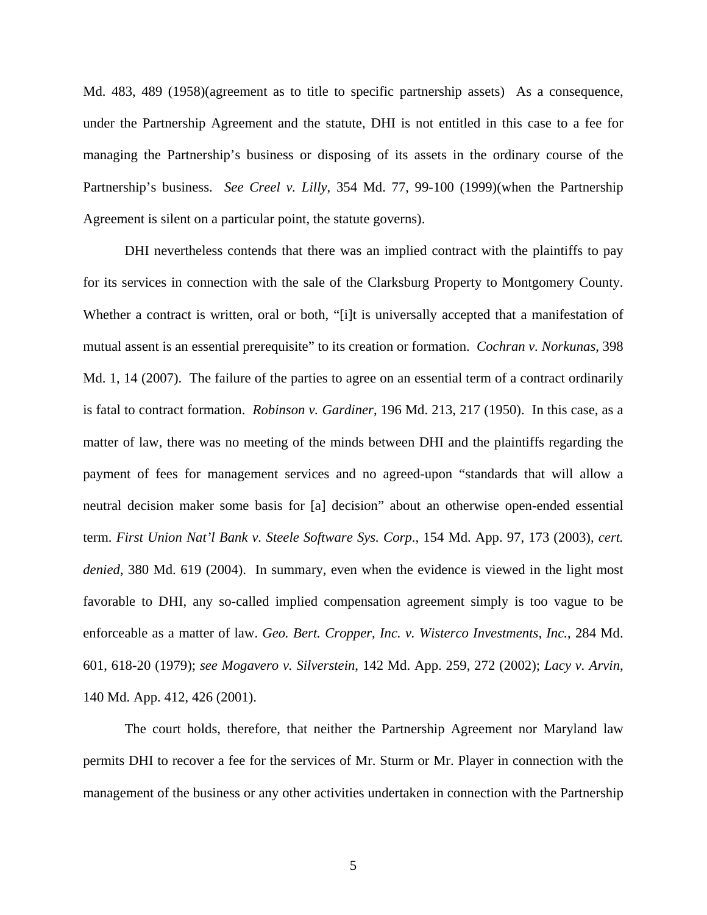Md. 483, 489 (1958)(agreement as to title to specific partnership assets) As a consequence, under the Partnership Agreement and the statute, DHI is not entitled in this case to a fee for managing the Partnership's business or disposing of its assets in the ordinary course of the Partnership's business. *See Creel v. Lilly*, 354 Md. 77, 99-100 (1999)(when the Partnership Agreement is silent on a particular point, the statute governs).

DHI nevertheless contends that there was an implied contract with the plaintiffs to pay for its services in connection with the sale of the Clarksburg Property to Montgomery County. Whether a contract is written, oral or both, "[i]t is universally accepted that a manifestation of mutual assent is an essential prerequisite" to its creation or formation. *Cochran v. Norkunas*, 398 Md. 1, 14 (2007). The failure of the parties to agree on an essential term of a contract ordinarily is fatal to contract formation. *Robinson v. Gardiner*, 196 Md. 213, 217 (1950). In this case, as a matter of law, there was no meeting of the minds between DHI and the plaintiffs regarding the payment of fees for management services and no agreed-upon "standards that will allow a neutral decision maker some basis for [a] decision" about an otherwise open-ended essential term. *First Union Nat'l Bank v. Steele Software Sys. Corp.*, 154 Md. App. 97, 173 (2003), *cert. denied*, 380 Md. 619 (2004). In summary, even when the evidence is viewed in the light most favorable to DHI, any so-called implied compensation agreement simply is too vague to be enforceable as a matter of law. *Geo. Bert. Cropper, Inc. v. Wisterco Investments, Inc.*, 284 Md. 601, 618-20 (1979); *see Mogavero v. Silverstein*, 142 Md. App. 259, 272 (2002); *Lacy v. Arvin*, 140 Md. App. 412, 426 (2001).

The court holds, therefore, that neither the Partnership Agreement nor Maryland law permits DHI to recover a fee for the services of Mr. Sturm or Mr. Player in connection with the management of the business or any other activities undertaken in connection with the Partnership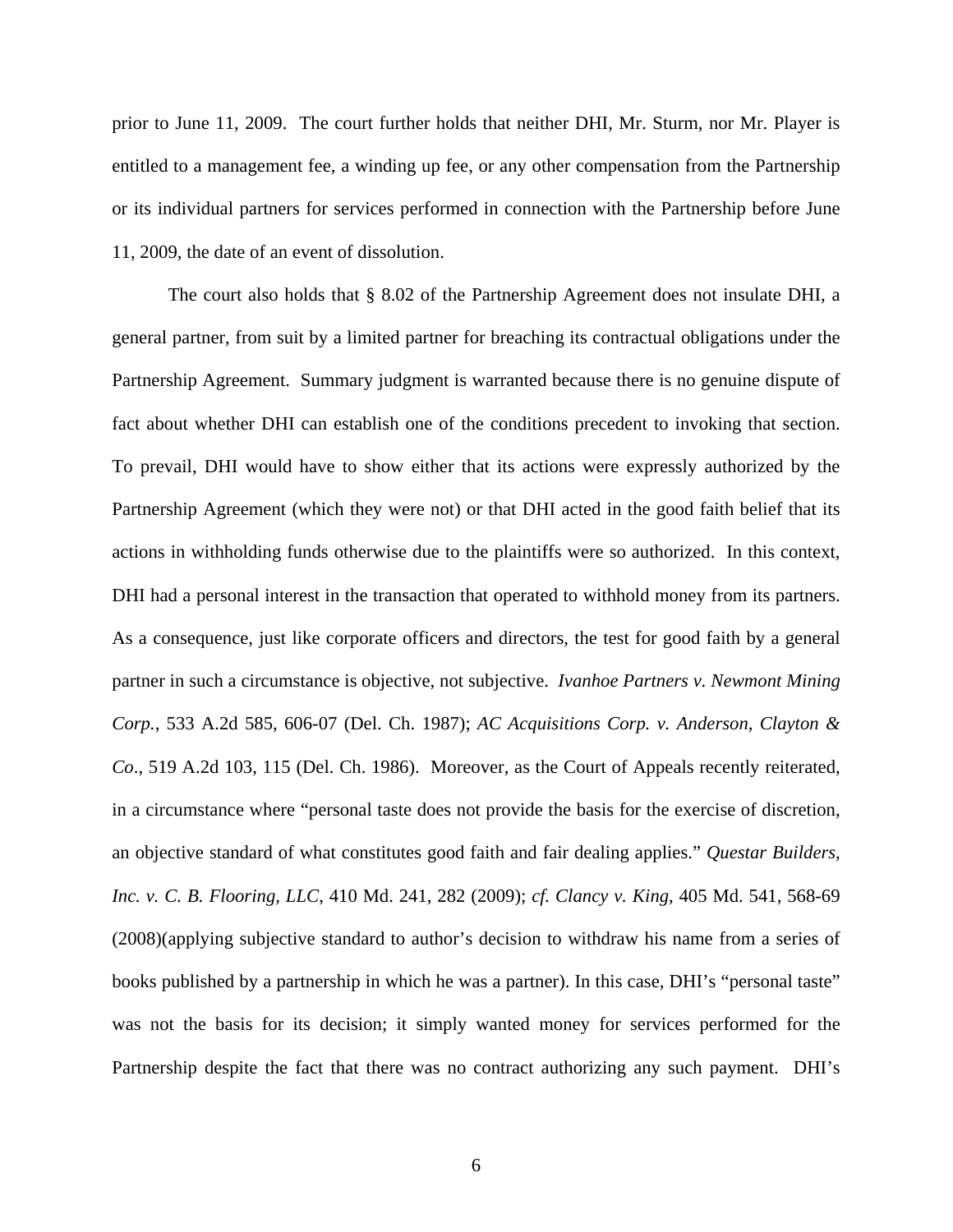prior to June 11, 2009. The court further holds that neither DHI, Mr. Sturm, nor Mr. Player is entitled to a management fee, a winding up fee, or any other compensation from the Partnership or its individual partners for services performed in connection with the Partnership before June 11, 2009, the date of an event of dissolution.

The court also holds that § 8.02 of the Partnership Agreement does not insulate DHI, a general partner, from suit by a limited partner for breaching its contractual obligations under the Partnership Agreement. Summary judgment is warranted because there is no genuine dispute of fact about whether DHI can establish one of the conditions precedent to invoking that section. To prevail, DHI would have to show either that its actions were expressly authorized by the Partnership Agreement (which they were not) or that DHI acted in the good faith belief that its actions in withholding funds otherwise due to the plaintiffs were so authorized. In this context, DHI had a personal interest in the transaction that operated to withhold money from its partners. As a consequence, just like corporate officers and directors, the test for good faith by a general partner in such a circumstance is objective, not subjective. *Ivanhoe Partners v. Newmont Mining Corp.*, 533 A.2d 585, 606-07 (Del. Ch. 1987); *AC Acquisitions Corp. v. Anderson, Clayton & Co*., 519 A.2d 103, 115 (Del. Ch. 1986). Moreover, as the Court of Appeals recently reiterated, in a circumstance where "personal taste does not provide the basis for the exercise of discretion, an objective standard of what constitutes good faith and fair dealing applies." *Questar Builders, Inc. v. C. B. Flooring, LLC*, 410 Md. 241, 282 (2009); *cf. Clancy v. King*, 405 Md. 541, 568-69 (2008)(applying subjective standard to author's decision to withdraw his name from a series of books published by a partnership in which he was a partner). In this case, DHI's "personal taste" was not the basis for its decision; it simply wanted money for services performed for the Partnership despite the fact that there was no contract authorizing any such payment. DHI's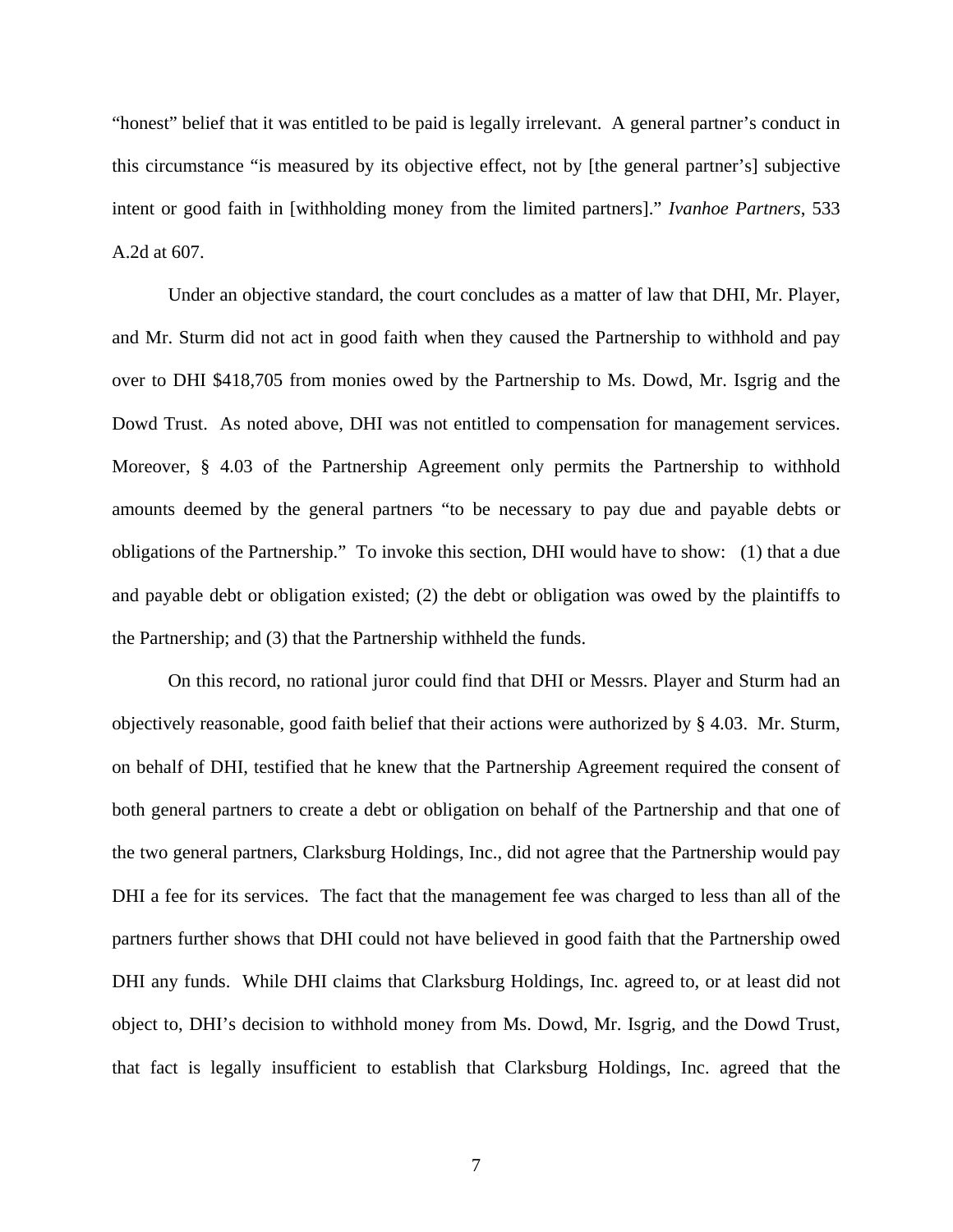"honest" belief that it was entitled to be paid is legally irrelevant. A general partner's conduct in this circumstance "is measured by its objective effect, not by [the general partner's] subjective intent or good faith in [withholding money from the limited partners]." *Ivanhoe Partners*, 533 A.2d at 607.

Under an objective standard, the court concludes as a matter of law that DHI, Mr. Player, and Mr. Sturm did not act in good faith when they caused the Partnership to withhold and pay over to DHI $418,705 from monies owed by the Partnership to Ms. Dowd, Mr. Isgrig and the Dowd Trust. As noted above, DHI was not entitled to compensation for management services. Moreover, § 4.03 of the Partnership Agreement only permits the Partnership to withhold amounts deemed by the general partners "to be necessary to pay due and payable debts or obligations of the Partnership." To invoke this section, DHI would have to show: (1) that a due and payable debt or obligation existed; (2) the debt or obligation was owed by the plaintiffs to the Partnership; and (3) that the Partnership withheld the funds.

On this record, no rational juror could find that DHI or Messrs. Player and Sturm had an objectively reasonable, good faith belief that their actions were authorized by § 4.03. Mr. Sturm, on behalf of DHI, testified that he knew that the Partnership Agreement required the consent of both general partners to create a debt or obligation on behalf of the Partnership and that one of the two general partners, Clarksburg Holdings, Inc., did not agree that the Partnership would pay DHI a fee for its services. The fact that the management fee was charged to less than all of the partners further shows that DHI could not have believed in good faith that the Partnership owed DHI any funds. While DHI claims that Clarksburg Holdings, Inc. agreed to, or at least did not object to, DHI's decision to withhold money from Ms. Dowd, Mr. Isgrig, and the Dowd Trust, that fact is legally insufficient to establish that Clarksburg Holdings, Inc. agreed that the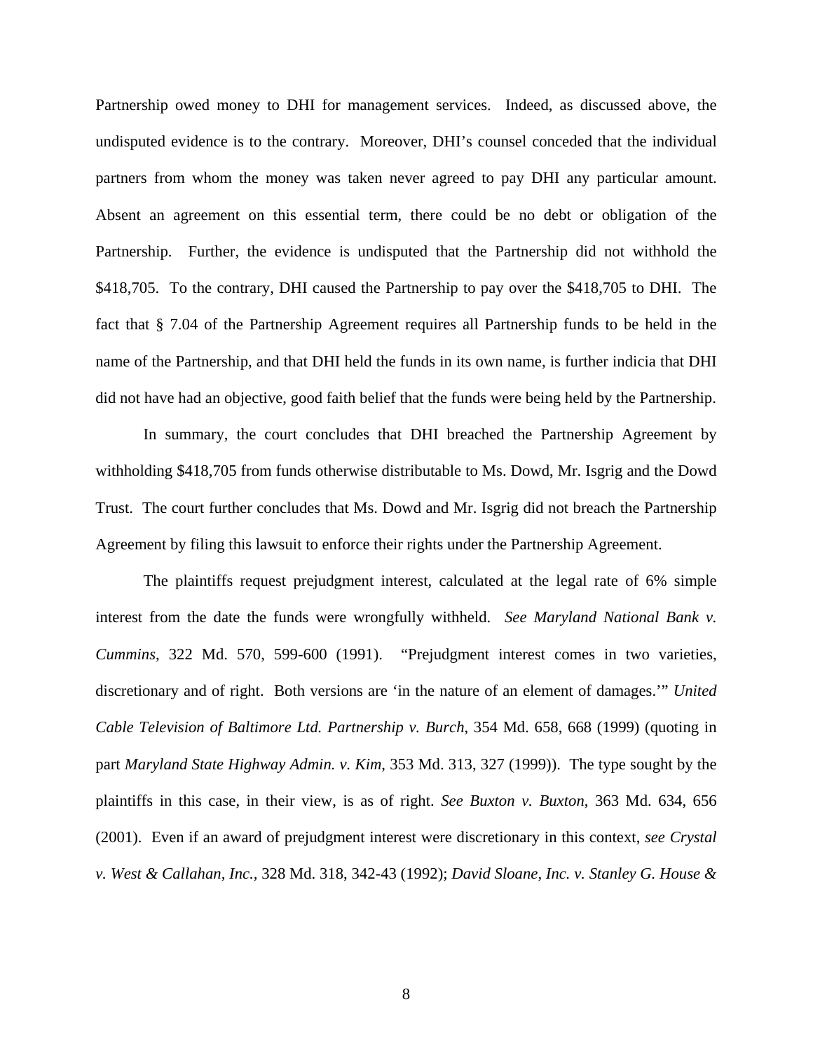Partnership owed money to DHI for management services. Indeed, as discussed above, the undisputed evidence is to the contrary. Moreover, DHI's counsel conceded that the individual partners from whom the money was taken never agreed to pay DHI any particular amount. Absent an agreement on this essential term, there could be no debt or obligation of the Partnership. Further, the evidence is undisputed that the Partnership did not withhold the $418,705. To the contrary, DHI caused the Partnership to pay over the $418,705 to DHI. The fact that § 7.04 of the Partnership Agreement requires all Partnership funds to be held in the name of the Partnership, and that DHI held the funds in its own name, is further indicia that DHI did not have had an objective, good faith belief that the funds were being held by the Partnership.

In summary, the court concludes that DHI breached the Partnership Agreement by withholding $418,705 from funds otherwise distributable to Ms. Dowd, Mr. Isgrig and the Dowd Trust. The court further concludes that Ms. Dowd and Mr. Isgrig did not breach the Partnership Agreement by filing this lawsuit to enforce their rights under the Partnership Agreement.

The plaintiffs request prejudgment interest, calculated at the legal rate of 6% simple interest from the date the funds were wrongfully withheld. *See Maryland National Bank v. Cummins*, 322 Md. 570, 599-600 (1991). "Prejudgment interest comes in two varieties, discretionary and of right. Both versions are 'in the nature of an element of damages.'" *United Cable Television of Baltimore Ltd. Partnership v. Burch*, 354 Md. 658, 668 (1999) (quoting in part *Maryland State Highway Admin. v. Kim*, 353 Md. 313, 327 (1999)). The type sought by the plaintiffs in this case, in their view, is as of right. *See Buxton v. Buxton*, 363 Md. 634, 656 (2001). Even if an award of prejudgment interest were discretionary in this context, *see Crystal v. West & Callahan, Inc.,* 328 Md. 318, 342-43 (1992); *David Sloane, Inc. v. Stanley G. House &*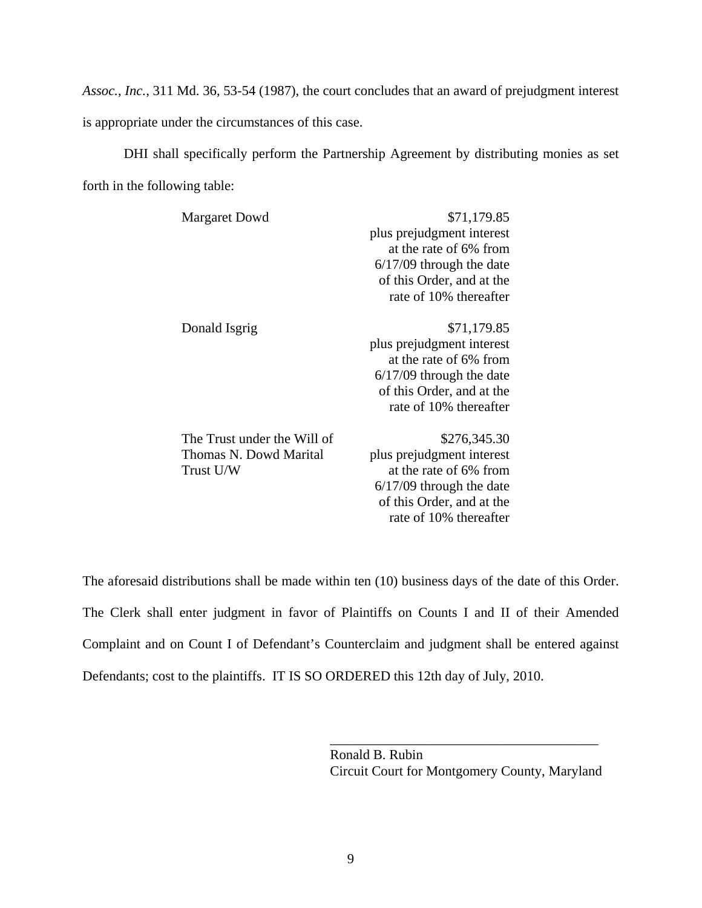*Assoc., Inc.*, 311 Md. 36, 53-54 (1987), the court concludes that an award of prejudgment interest is appropriate under the circumstances of this case.

DHI shall specifically perform the Partnership Agreement by distributing monies as set forth in the following table:

| | |
|---|---|
| Margaret Dowd | $71,179.85 plus prejudgment interest at the rate of 6% from 6/17/09 through the date of this Order, and at the rate of 10% thereafter |
| Donald Isgrig | $71,179.85 plus prejudgment interest at the rate of 6% from 6/17/09 through the date of this Order, and at the rate of 10% thereafter |
| The Trust under the Will of Thomas N. Dowd Marital Trust U/W | $276,345.30 plus prejudgment interest at the rate of 6% from 6/17/09 through the date of this Order, and at the rate of 10% thereafter |

The aforesaid distributions shall be made within ten (10) business days of the date of this Order. The Clerk shall enter judgment in favor of Plaintiffs on Counts I and II of their Amended Complaint and on Count I of Defendant's Counterclaim and judgment shall be entered against Defendants; cost to the plaintiffs. IT IS SO ORDERED this 12th day of July, 2010.

\_\_\_\_\_\_\_\_\_\_\_\_\_\_\_\_\_\_\_\_\_\_\_\_\_\_\_\_\_\_\_\_\_\_\_\_\_\_\_\_

Ronald B. Rubin
Circuit Court for Montgomery County, Maryland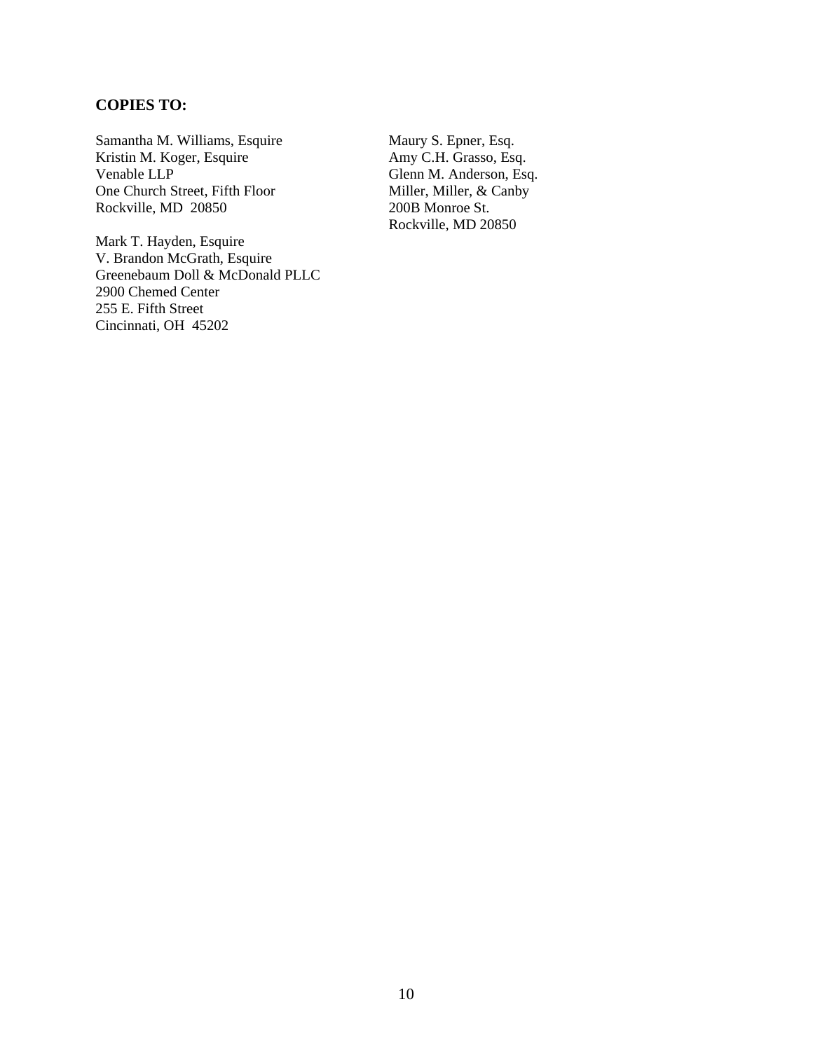**COPIES TO:**

Samantha M. Williams, Esquire
Kristin M. Koger, Esquire
Venable LLP
One Church Street, Fifth Floor
Rockville, MD 20850

Mark T. Hayden, Esquire
V. Brandon McGrath, Esquire
Greenebaum Doll & McDonald PLLC
2900 Chemed Center
255 E. Fifth Street
Cincinnati, OH 45202

Maury S. Epner, Esq.
Amy C.H. Grasso, Esq.
Glenn M. Anderson, Esq.
Miller, Miller, & Canby
200B Monroe St.
Rockville, MD 20850